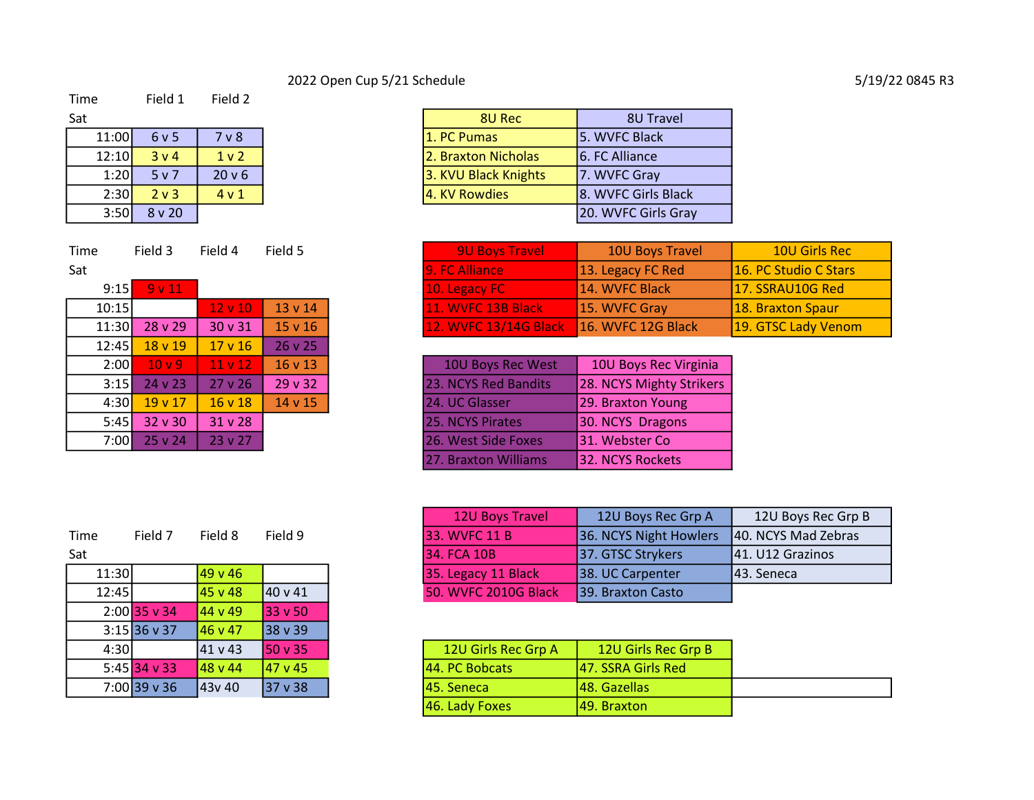# 2022 Open Cup 5/21 Schedule

5/19/22 0845 R3

| Time Sat | Field 1 | Field 2 |
|---|---|---|
| 11:00 | 6 v 5 | 7 v 8 |
| 12:10 | 3 v 4 | 1 v 2 |
| 1:20 | 5 v 7 | 20 v 6 |
| 2:30 | 2 v 3 | 4 v 1 |
| 3:50 | 8 v 20 | |

| 8U Rec | 8U Travel |
|---|---|
| 1. PC Pumas | 5. WVFC Black |
| 2. Braxton Nicholas | 6. FC Alliance |
| 3. KVU Black Knights | 7. WVFC Gray |
| 4. KV Rowdies | 8. WVFC Girls Black |
| | 20. WVFC Girls Gray |

| Time Sat | Field 3 | Field 4 | Field 5 |
|---|---|---|---|
| 9:15 | 9 v 11 | | |
| 10:15 | | 12 v 10 | 13 v 14 |
| 11:30 | 28 v 29 | 30 v 31 | 15 v 16 |
| 12:45 | 18 v 19 | 17 v 16 | 26 v 25 |
| 2:00 | 10 v 9 | 11 v 12 | 16 v 13 |
| 3:15 | 24 v 23 | 27 v 26 | 29 v 32 |
| 4:30 | 19 v 17 | 16 v 18 | 14 v 15 |
| 5:45 | 32 v 30 | 31 v 28 | |
| 7:00 | 25 v 24 | 23 v 27 | |

| 9U Boys Travel | 10U Boys Travel | 10U Girls Rec |
|---|---|---|
| 9. FC Alliance | 13. Legacy FC Red | 16. PC Studio C Stars |
| 10. Legacy FC | 14. WVFC Black | 17. SSRAU10G Red |
| 11. WVFC 13B Black | 15. WVFC Gray | 18. Braxton Spaur |
| 12. WVFC 13/14G Black | 16. WVFC 12G Black | 19. GTSC Lady Venom |

| 10U Boys Rec West | 10U Boys Rec Virginia |
|---|---|
| 23. NCYS Red Bandits | 28. NCYS Mighty Strikers |
| 24. UC Glasser | 29. Braxton Young |
| 25. NCYS Pirates | 30. NCYS Dragons |
| 26. West Side Foxes | 31. Webster Co |
| 27. Braxton Williams | 32. NCYS Rockets |

| Time Sat | Field 7 | Field 8 | Field 9 |
|---|---|---|---|
| 11:30 | | 49 v 46 | |
| 12:45 | | 45 v 48 | 40 v 41 |
| 2:00 | 35 v 34 | 44 v 49 | 33 v 50 |
| 3:15 | 36 v 37 | 46 v 47 | 38 v 39 |
| 4:30 | | 41 v 43 | 50 v 35 |
| 5:45 | 34 v 33 | 48 v 44 | 47 v 45 |
| 7:00 | 39 v 36 | 43v 40 | 37 v 38 |

| 12U Boys Travel | 12U Boys Rec Grp A | 12U Boys Rec Grp B |
|---|---|---|
| 33. WVFC 11 B | 36. NCYS Night Howlers | 40. NCYS Mad Zebras |
| 34. FCA 10B | 37. GTSC Strykers | 41. U12 Grazinos |
| 35. Legacy 11 Black | 38. UC Carpenter | 43. Seneca |
| 50. WVFC 2010G Black | 39. Braxton Casto | |

| 12U Girls Rec Grp A | 12U Girls Rec Grp B |
|---|---|
| 44. PC Bobcats | 47. SSRA Girls Red |
| 45. Seneca | 48. Gazellas |
| 46. Lady Foxes | 49. Braxton |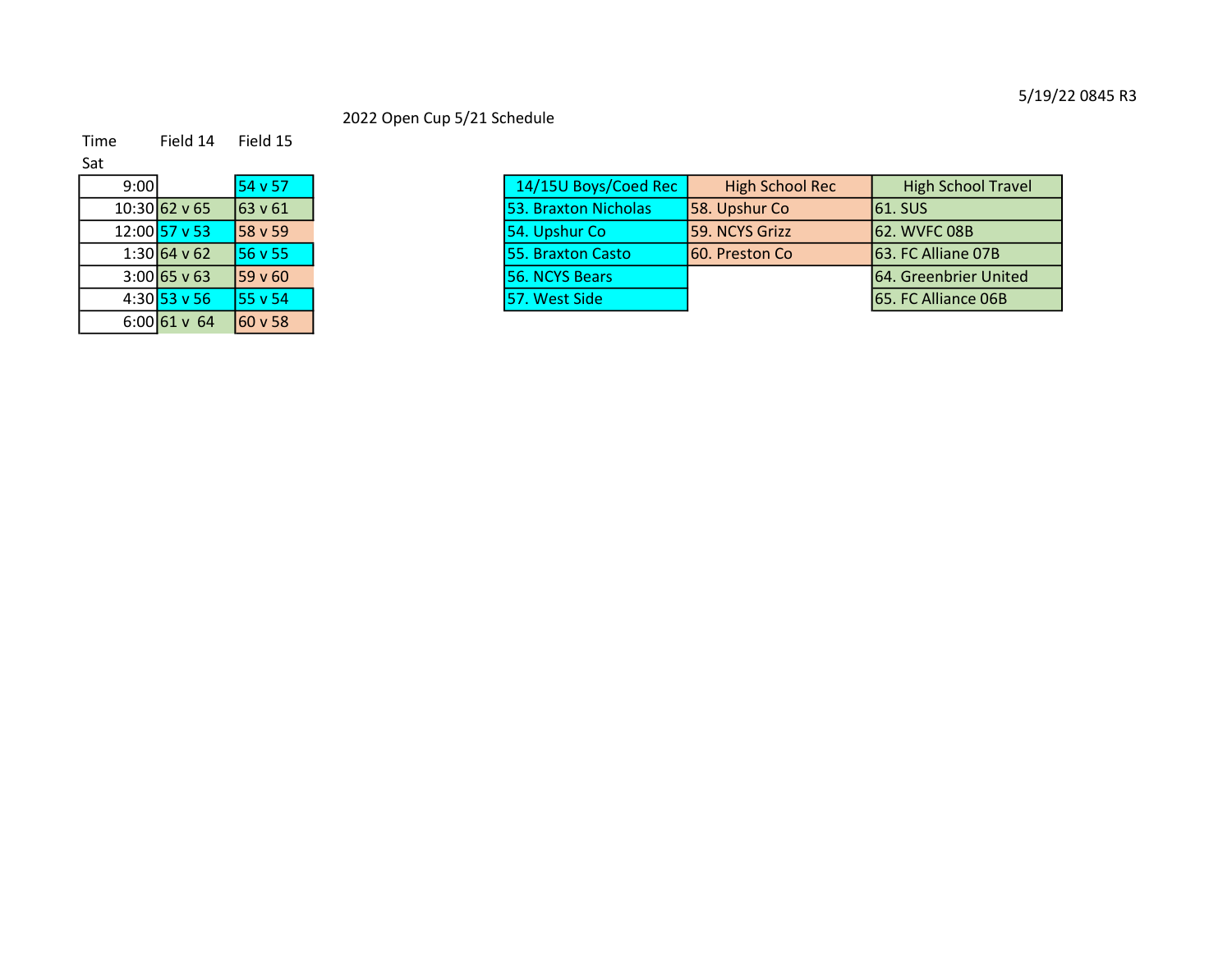5/19/22 0845 R3

# 2022 Open Cup 5/21 Schedule

| Time<br>Sat | Field 14 | Field 15 |
|---|---|---|
| 9:00 | | 54 v 57 |
| 10:30 | 62 v 65 | 63 v 61 |
| 12:00 | 57 v 53 | 58 v 59 |
| 1:30 | 64 v 62 | 56 v 55 |
| 3:00 | 65 v 63 | 59 v 60 |
| 4:30 | 53 v 56 | 55 v 54 |
| 6:00 | 61 v 64 | 60 v 58 |

| 14/15U Boys/Coed Rec | High School Rec | High School Travel |
|---|---|---|
| 53. Braxton Nicholas | 58. Upshur Co | 61. SUS |
| 54. Upshur Co | 59. NCYS Grizz | 62. WVFC 08B |
| 55. Braxton Casto | 60. Preston Co | 63. FC Alliane 07B |
| 56. NCYS Bears | | 64. Greenbrier United |
| 57. West Side | | 65. FC Alliance 06B |